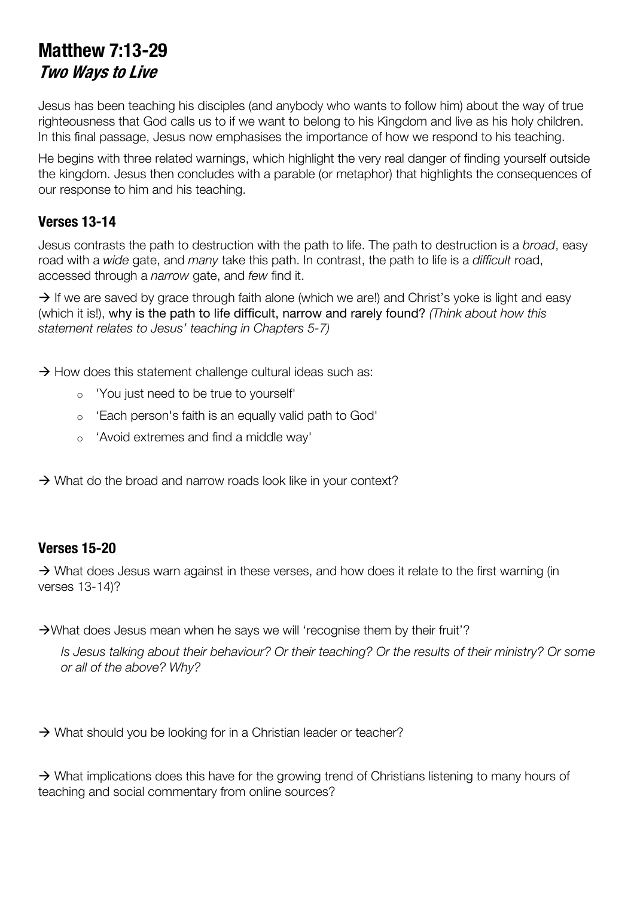# Matthew 7:13-29

## *Two Ways to Live*

Jesus has been teaching his disciples (and anybody who wants to follow him) about the way of true righteousness that God calls us to if we want to belong to his Kingdom and live as his holy children. In this final passage, Jesus now emphasises the importance of how we respond to his teaching.

He begins with three related warnings, which highlight the very real danger of finding yourself outside the kingdom. Jesus then concludes with a parable (or metaphor) that highlights the consequences of our response to him and his teaching.

### Verses 13-14

Jesus contrasts the path to destruction with the path to life. The path to destruction is a *broad*, easy road with a *wide* gate, and *many* take this path. In contrast, the path to life is a *difficult* road, accessed through a *narrow* gate, and *few* find it.

→ If we are saved by grace through faith alone (which we are!) and Christ's yoke is light and easy (which it is!), why is the path to life difficult, narrow and rarely found? *(Think about how this statement relates to Jesus' teaching in Chapters 5-7)*

→ How does this statement challenge cultural ideas such as:

- 'You just need to be true to yourself'
- 'Each person's faith is an equally valid path to God'
- 'Avoid extremes and find a middle way'

→ What do the broad and narrow roads look like in your context?

### Verses 15-20

→ What does Jesus warn against in these verses, and how does it relate to the first warning (in verses 13-14)?

→What does Jesus mean when he says we will 'recognise them by their fruit'?

*Is Jesus talking about their behaviour? Or their teaching? Or the results of their ministry? Or some or all of the above? Why?*

→ What should you be looking for in a Christian leader or teacher?

→ What implications does this have for the growing trend of Christians listening to many hours of teaching and social commentary from online sources?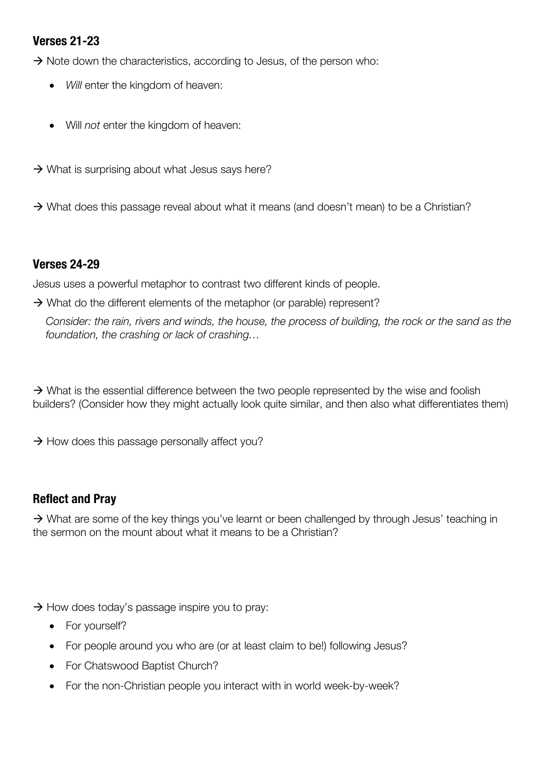## Verses 21-23

→ Note down the characteristics, according to Jesus, of the person who:

- *Will* enter the kingdom of heaven:
- Will *not* enter the kingdom of heaven:

→ What is surprising about what Jesus says here?

→ What does this passage reveal about what it means (and doesn't mean) to be a Christian?

## Verses 24-29

Jesus uses a powerful metaphor to contrast two different kinds of people.

→ What do the different elements of the metaphor (or parable) represent?

*Consider: the rain, rivers and winds, the house, the process of building, the rock or the sand as the foundation, the crashing or lack of crashing…*

→ What is the essential difference between the two people represented by the wise and foolish builders? (Consider how they might actually look quite similar, and then also what differentiates them)

→ How does this passage personally affect you?

## Reflect and Pray

→ What are some of the key things you've learnt or been challenged by through Jesus' teaching in the sermon on the mount about what it means to be a Christian?

→ How does today's passage inspire you to pray:

- For yourself?
- For people around you who are (or at least claim to be!) following Jesus?
- For Chatswood Baptist Church?
- For the non-Christian people you interact with in world week-by-week?